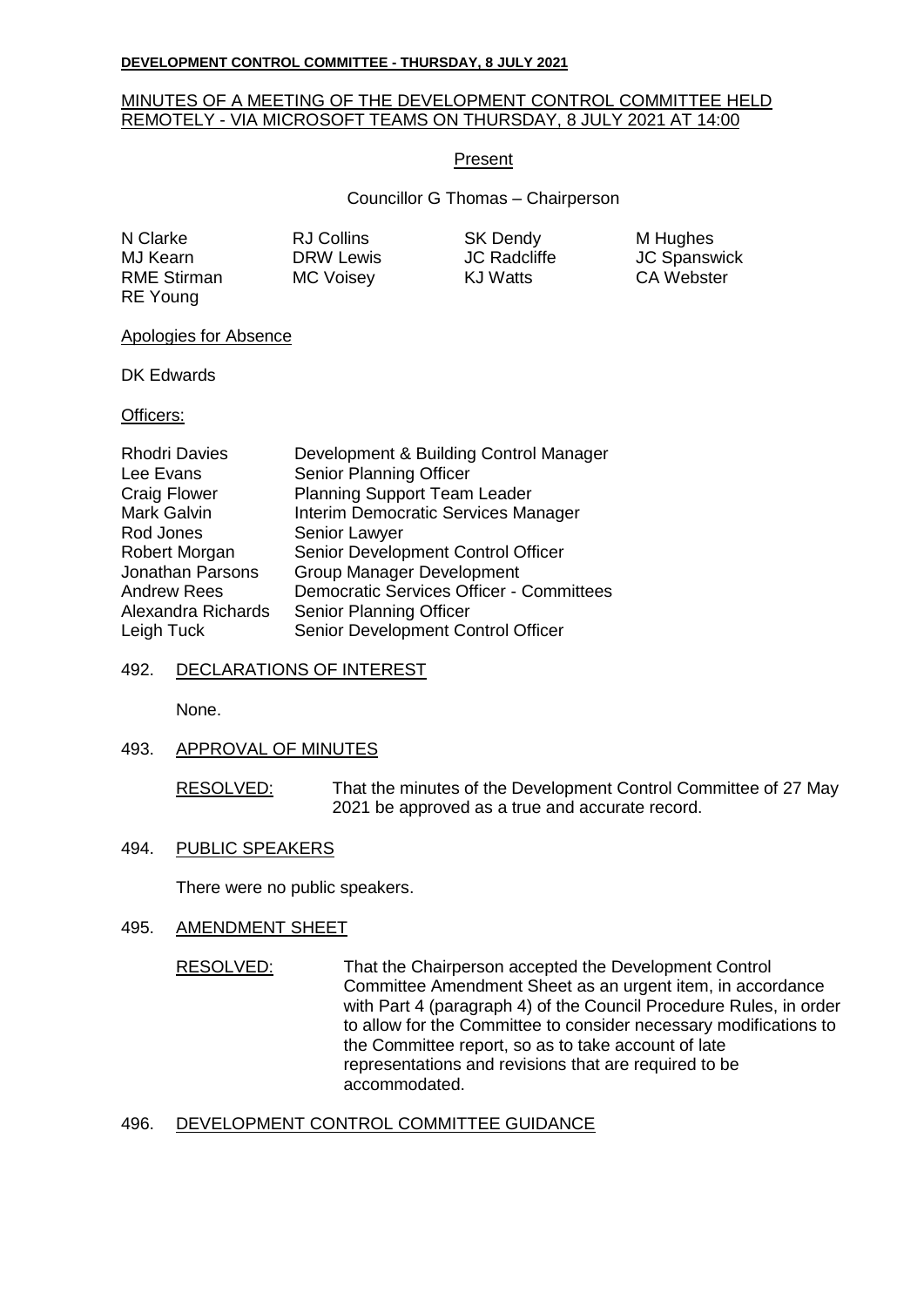MINUTES OF A MEETING OF THE DEVELOPMENT CONTROL COMMITTEE HELD REMOTELY - VIA MICROSOFT TEAMS ON THURSDAY, 8 JULY 2021 AT 14:00

**Present**

Councillor G Thomas – Chairperson

| | | | |
|---|---|---|---|
| N Clarke | RJ Collins | SK Dendy | M Hughes |
| MJ Kearn | DRW Lewis | JC Radcliffe | JC Spanswick |
| RME Stirman | MC Voisey | KJ Watts | CA Webster |
| RE Young | | | |

Apologies for Absence

DK Edwards

Officers:

| | |
|---|---|
| Rhodri Davies | Development & Building Control Manager |
| Lee Evans | Senior Planning Officer |
| Craig Flower | Planning Support Team Leader |
| Mark Galvin | Interim Democratic Services Manager |
| Rod Jones | Senior Lawyer |
| Robert Morgan | Senior Development Control Officer |
| Jonathan Parsons | Group Manager Development |
| Andrew Rees | Democratic Services Officer - Committees |
| Alexandra Richards | Senior Planning Officer |
| Leigh Tuck | Senior Development Control Officer |

## 492. DECLARATIONS OF INTEREST

None.

## 493. APPROVAL OF MINUTES

RESOLVED: That the minutes of the Development Control Committee of 27 May 2021 be approved as a true and accurate record.

## 494. PUBLIC SPEAKERS

There were no public speakers.

## 495. AMENDMENT SHEET

RESOLVED: That the Chairperson accepted the Development Control Committee Amendment Sheet as an urgent item, in accordance with Part 4 (paragraph 4) of the Council Procedure Rules, in order to allow for the Committee to consider necessary modifications to the Committee report, so as to take account of late representations and revisions that are required to be accommodated.

## 496. DEVELOPMENT CONTROL COMMITTEE GUIDANCE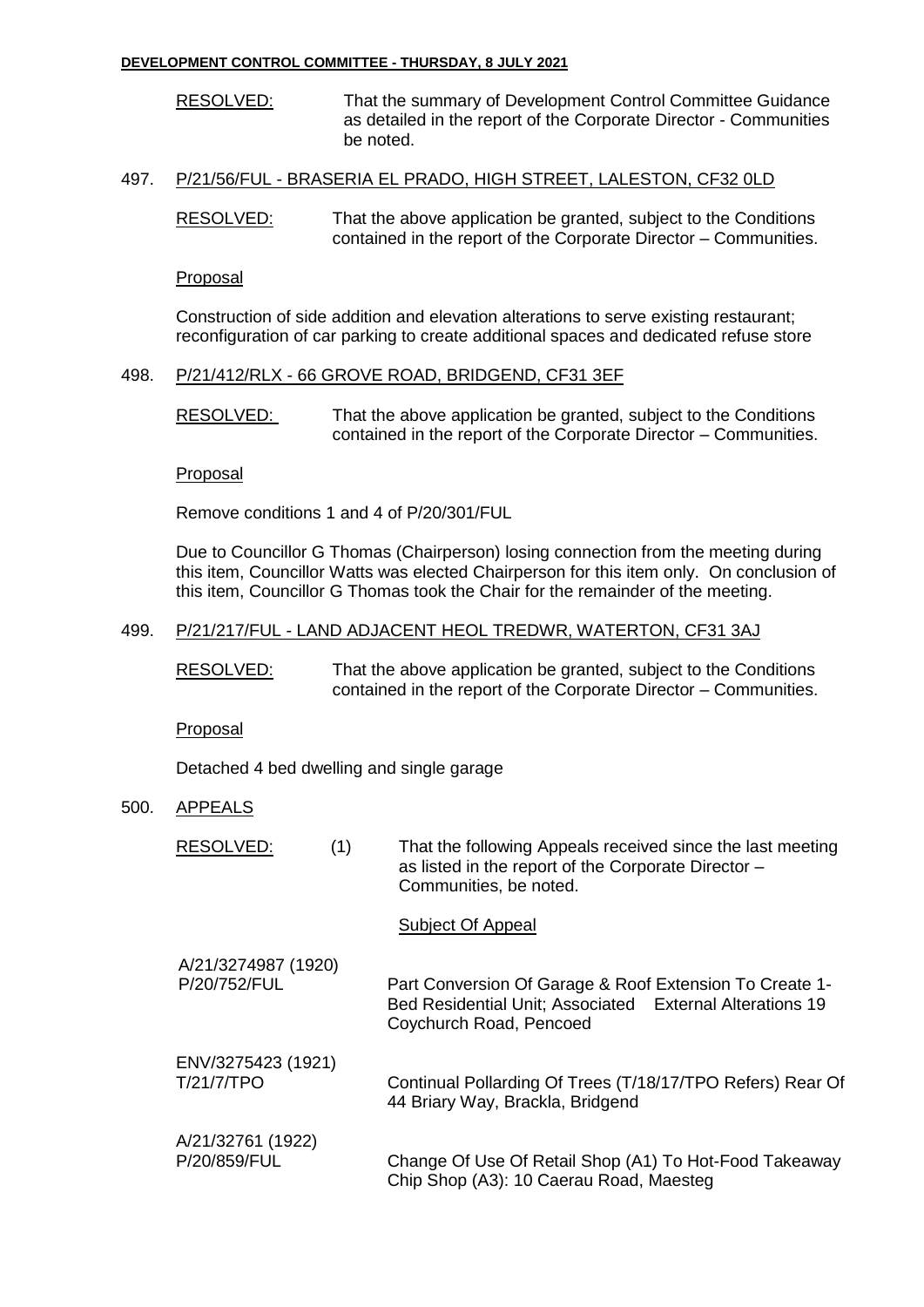RESOLVED: That the summary of Development Control Committee Guidance as detailed in the report of the Corporate Director - Communities be noted.

497. P/21/56/FUL - BRASERIA EL PRADO, HIGH STREET, LALESTON, CF32 0LD

RESOLVED: That the above application be granted, subject to the Conditions contained in the report of the Corporate Director – Communities.

Proposal

Construction of side addition and elevation alterations to serve existing restaurant; reconfiguration of car parking to create additional spaces and dedicated refuse store

498. P/21/412/RLX - 66 GROVE ROAD, BRIDGEND, CF31 3EF

RESOLVED: That the above application be granted, subject to the Conditions contained in the report of the Corporate Director – Communities.

Proposal

Remove conditions 1 and 4 of P/20/301/FUL

Due to Councillor G Thomas (Chairperson) losing connection from the meeting during this item, Councillor Watts was elected Chairperson for this item only. On conclusion of this item, Councillor G Thomas took the Chair for the remainder of the meeting.

499. P/21/217/FUL - LAND ADJACENT HEOL TREDWR, WATERTON, CF31 3AJ

RESOLVED: That the above application be granted, subject to the Conditions contained in the report of the Corporate Director – Communities.

Proposal

Detached 4 bed dwelling and single garage

500. APPEALS

RESOLVED: (1) That the following Appeals received since the last meeting as listed in the report of the Corporate Director – Communities, be noted.

| | Subject Of Appeal |
|---|---|
| A/21/3274987 (1920) P/20/752/FUL | Part Conversion Of Garage & Roof Extension To Create 1-Bed Residential Unit; Associated External Alterations 19 Coychurch Road, Pencoed |
| ENV/3275423 (1921) T/21/7/TPO | Continual Pollarding Of Trees (T/18/17/TPO Refers) Rear Of 44 Briary Way, Brackla, Bridgend |
| A/21/32761 (1922) P/20/859/FUL | Change Of Use Of Retail Shop (A1) To Hot-Food Takeaway Chip Shop (A3): 10 Caerau Road, Maesteg |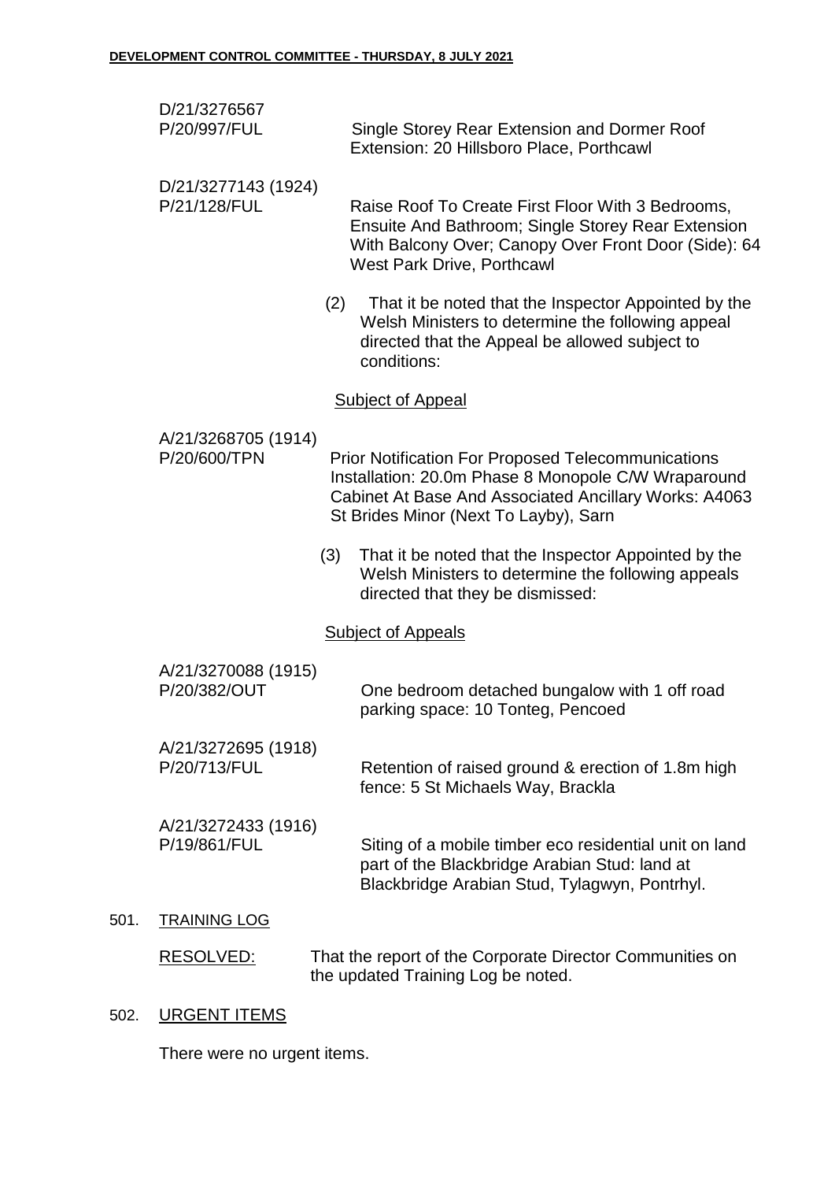D/21/3276567
P/20/997/FUL — Single Storey Rear Extension and Dormer Roof Extension: 20 Hillsboro Place, Porthcawl

D/21/3277143 (1924)
P/21/128/FUL — Raise Roof To Create First Floor With 3 Bedrooms, Ensuite And Bathroom; Single Storey Rear Extension With Balcony Over; Canopy Over Front Door (Side): 64 West Park Drive, Porthcawl

(2) That it be noted that the Inspector Appointed by the Welsh Ministers to determine the following appeal directed that the Appeal be allowed subject to conditions:

Subject of Appeal

A/21/3268705 (1914)
P/20/600/TPN — Prior Notification For Proposed Telecommunications Installation: 20.0m Phase 8 Monopole C/W Wraparound Cabinet At Base And Associated Ancillary Works: A4063 St Brides Minor (Next To Layby), Sarn

(3) That it be noted that the Inspector Appointed by the Welsh Ministers to determine the following appeals directed that they be dismissed:

Subject of Appeals

A/21/3270088 (1915)
P/20/382/OUT — One bedroom detached bungalow with 1 off road parking space: 10 Tonteg, Pencoed

A/21/3272695 (1918)
P/20/713/FUL — Retention of raised ground & erection of 1.8m high fence: 5 St Michaels Way, Brackla

A/21/3272433 (1916)
P/19/861/FUL — Siting of a mobile timber eco residential unit on land part of the Blackbridge Arabian Stud: land at Blackbridge Arabian Stud, Tylagwyn, Pontrhyl.

## 501. TRAINING LOG

RESOLVED: That the report of the Corporate Director Communities on the updated Training Log be noted.

## 502. URGENT ITEMS

There were no urgent items.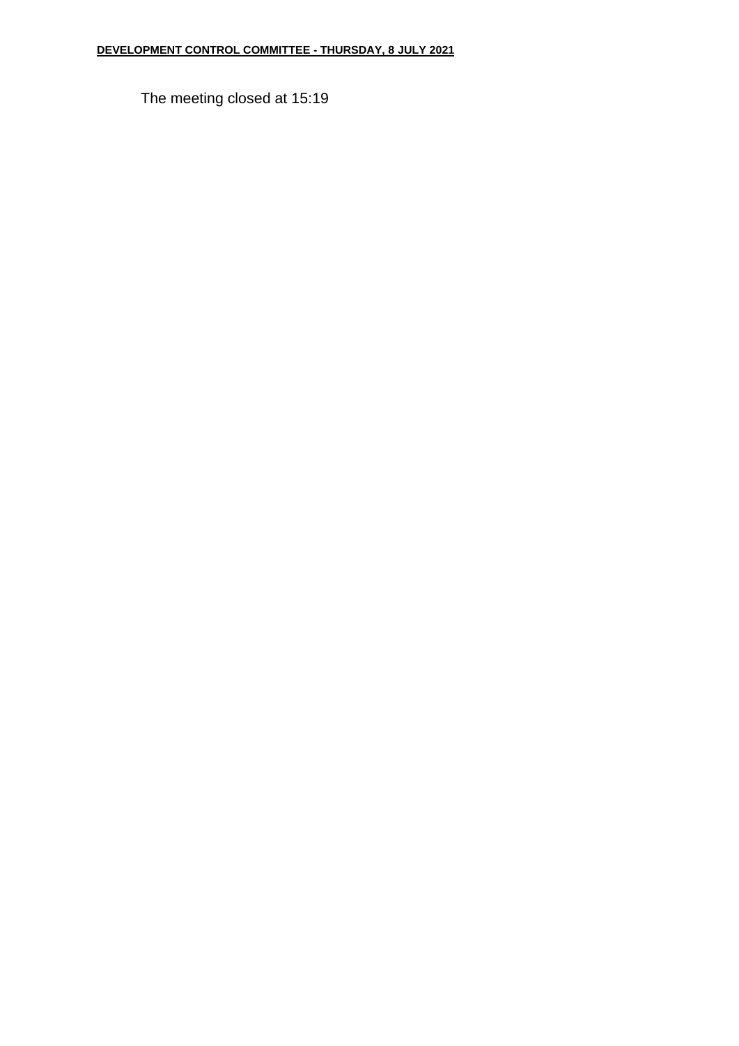The meeting closed at 15:19